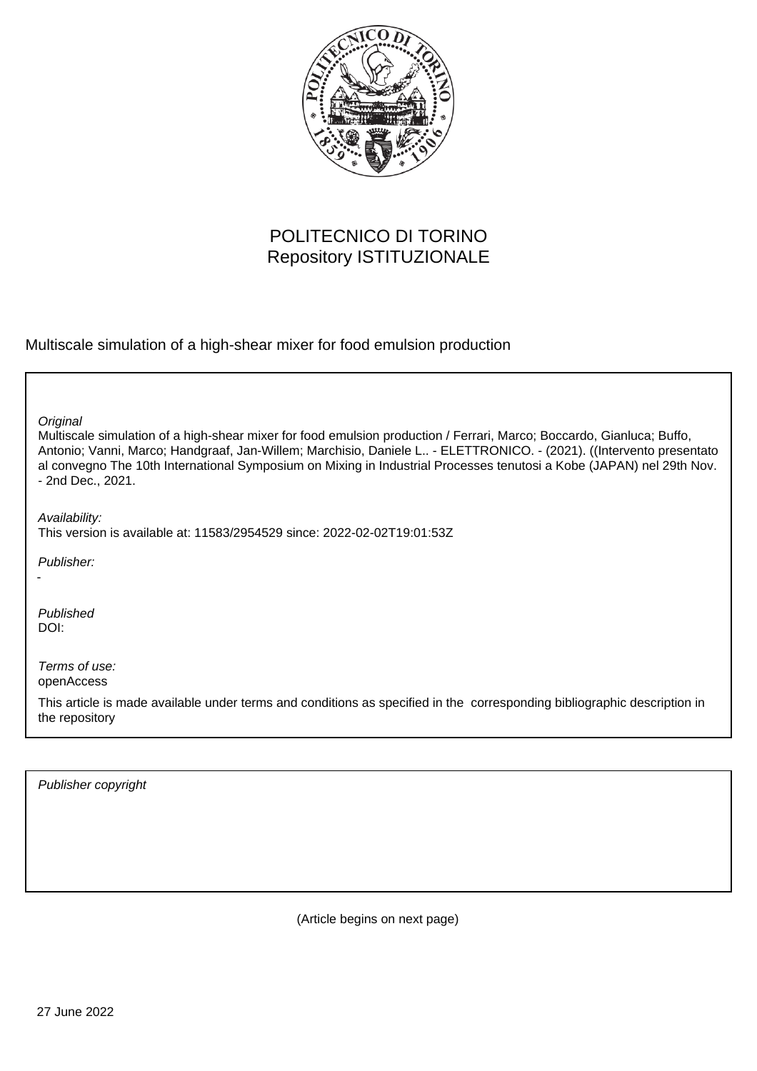POLITECNICO DI TORINO
Repository ISTITUZIONALE

Multiscale simulation of a high-shear mixer for food emulsion production

*Original*
Multiscale simulation of a high-shear mixer for food emulsion production / Ferrari, Marco; Boccardo, Gianluca; Buffo, Antonio; Vanni, Marco; Handgraaf, Jan-Willem; Marchisio, Daniele L.. - ELETTRONICO. - (2021). ((Intervento presentato al convegno The 10th International Symposium on Mixing in Industrial Processes tenutosi a Kobe (JAPAN) nel 29th Nov. - 2nd Dec., 2021.

*Availability:*
This version is available at: 11583/2954529 since: 2022-02-02T19:01:53Z

*Publisher:*
-

*Published*
DOI:

*Terms of use:*
openAccess

This article is made available under terms and conditions as specified in the corresponding bibliographic description in the repository

*Publisher copyright*

(Article begins on next page)

27 June 2022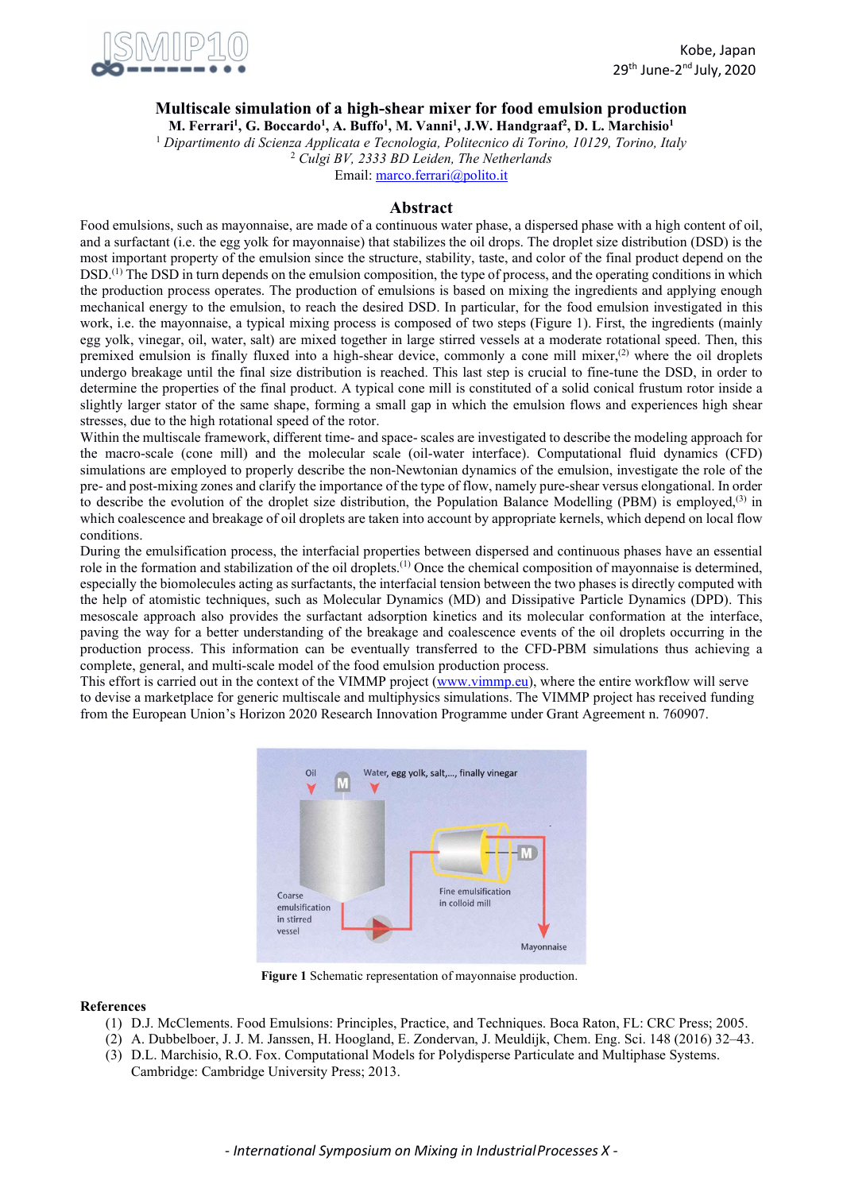# Multiscale simulation of a high-shear mixer for food emulsion production

**M. Ferrari[1], G. Boccardo[1], A. Buffo[1], M. Vanni[1], J.W. Handgraaf[2], D. L. Marchisio[1]**

[1] *Dipartimento di Scienza Applicata e Tecnologia, Politecnico di Torino, 10129, Torino, Italy*

[2] *Culgi BV, 2333 BD Leiden, The Netherlands*

Email: marco.ferrari@polito.it

## Abstract

Food emulsions, such as mayonnaise, are made of a continuous water phase, a dispersed phase with a high content of oil, and a surfactant (i.e. the egg yolk for mayonnaise) that stabilizes the oil drops. The droplet size distribution (DSD) is the most important property of the emulsion since the structure, stability, taste, and color of the final product depend on the DSD.[(1)] The DSD in turn depends on the emulsion composition, the type of process, and the operating conditions in which the production process operates. The production of emulsions is based on mixing the ingredients and applying enough mechanical energy to the emulsion, to reach the desired DSD. In particular, for the food emulsion investigated in this work, i.e. the mayonnaise, a typical mixing process is composed of two steps (Figure 1). First, the ingredients (mainly egg yolk, vinegar, oil, water, salt) are mixed together in large stirred vessels at a moderate rotational speed. Then, this premixed emulsion is finally fluxed into a high-shear device, commonly a cone mill mixer,[(2)] where the oil droplets undergo breakage until the final size distribution is reached. This last step is crucial to fine-tune the DSD, in order to determine the properties of the final product. A typical cone mill is constituted of a solid conical frustum rotor inside a slightly larger stator of the same shape, forming a small gap in which the emulsion flows and experiences high shear stresses, due to the high rotational speed of the rotor.

Within the multiscale framework, different time- and space- scales are investigated to describe the modeling approach for the macro-scale (cone mill) and the molecular scale (oil-water interface). Computational fluid dynamics (CFD) simulations are employed to properly describe the non-Newtonian dynamics of the emulsion, investigate the role of the pre- and post-mixing zones and clarify the importance of the type of flow, namely pure-shear versus elongational. In order to describe the evolution of the droplet size distribution, the Population Balance Modelling (PBM) is employed,[(3)] in which coalescence and breakage of oil droplets are taken into account by appropriate kernels, which depend on local flow conditions.

During the emulsification process, the interfacial properties between dispersed and continuous phases have an essential role in the formation and stabilization of the oil droplets.[(1)] Once the chemical composition of mayonnaise is determined, especially the biomolecules acting as surfactants, the interfacial tension between the two phases is directly computed with the help of atomistic techniques, such as Molecular Dynamics (MD) and Dissipative Particle Dynamics (DPD). This mesoscale approach also provides the surfactant adsorption kinetics and its molecular conformation at the interface, paving the way for a better understanding of the breakage and coalescence events of the oil droplets occurring in the production process. This information can be eventually transferred to the CFD-PBM simulations thus achieving a complete, general, and multi-scale model of the food emulsion production process.

This effort is carried out in the context of the VIMMP project (www.vimmp.eu), where the entire workflow will serve to devise a marketplace for generic multiscale and multiphysics simulations. The VIMMP project has received funding from the European Union's Horizon 2020 Research Innovation Programme under Grant Agreement n. 760907.

Oil

M

Water, egg yolk, salt,..., finally vinegar

Coarse emulsification in stirred vessel

Fine emulsification in colloid mill

M

Mayonnaise

**Figure 1** Schematic representation of mayonnaise production.

## References

1. D.J. McClements. Food Emulsions: Principles, Practice, and Techniques. Boca Raton, FL: CRC Press; 2005.
2. A. Dubbelboer, J. J. M. Janssen, H. Hoogland, E. Zondervan, J. Meuldijk, Chem. Eng. Sci. 148 (2016) 32–43.
3. D.L. Marchisio, R.O. Fox. Computational Models for Polydisperse Particulate and Multiphase Systems. Cambridge: Cambridge University Press; 2013.